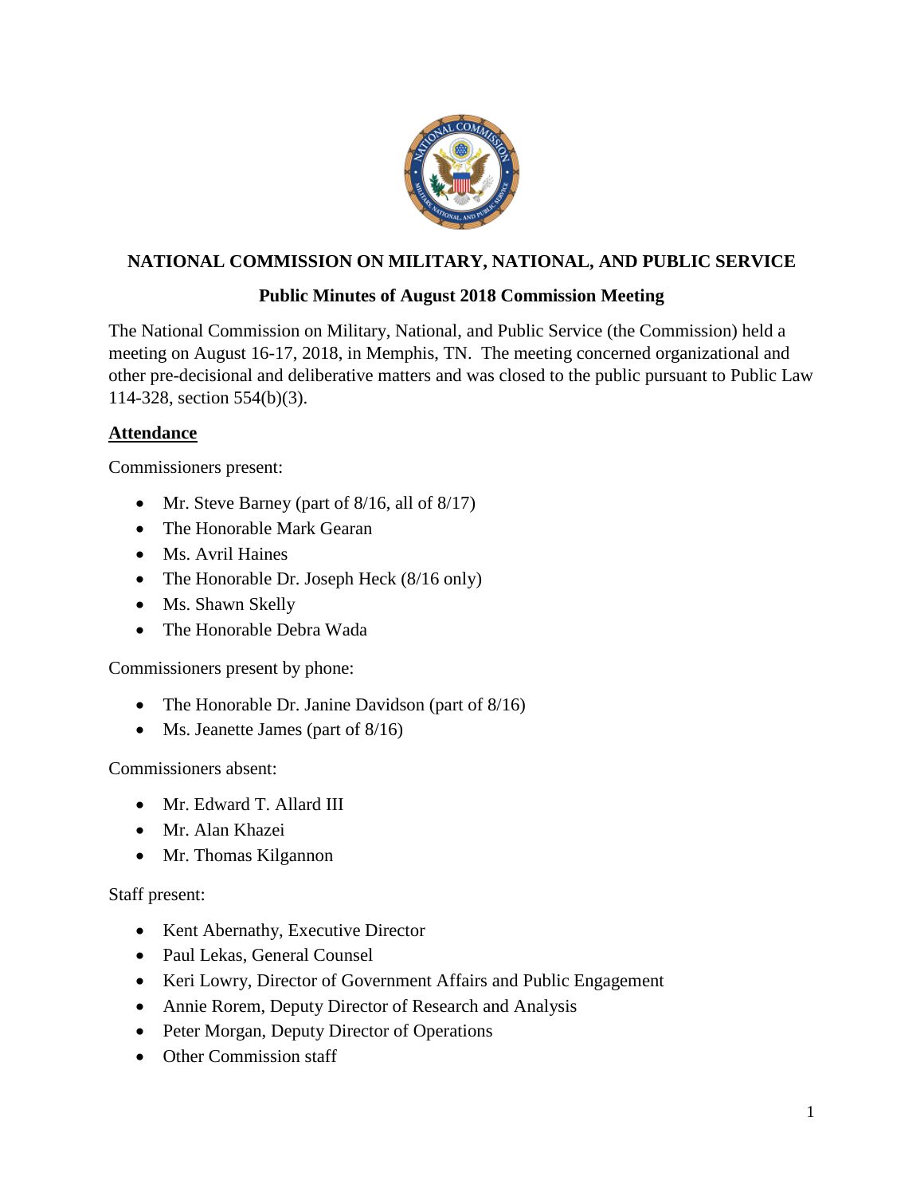# NATIONAL COMMISSION ON MILITARY, NATIONAL, AND PUBLIC SERVICE

## Public Minutes of August 2018 Commission Meeting

The National Commission on Military, National, and Public Service (the Commission) held a meeting on August 16-17, 2018, in Memphis, TN. The meeting concerned organizational and other pre-decisional and deliberative matters and was closed to the public pursuant to Public Law 114-328, section 554(b)(3).

### Attendance

Commissioners present:

- Mr. Steve Barney (part of 8/16, all of 8/17)
- The Honorable Mark Gearan
- Ms. Avril Haines
- The Honorable Dr. Joseph Heck (8/16 only)
- Ms. Shawn Skelly
- The Honorable Debra Wada

Commissioners present by phone:

- The Honorable Dr. Janine Davidson (part of 8/16)
- Ms. Jeanette James (part of 8/16)

Commissioners absent:

- Mr. Edward T. Allard III
- Mr. Alan Khazei
- Mr. Thomas Kilgannon

Staff present:

- Kent Abernathy, Executive Director
- Paul Lekas, General Counsel
- Keri Lowry, Director of Government Affairs and Public Engagement
- Annie Rorem, Deputy Director of Research and Analysis
- Peter Morgan, Deputy Director of Operations
- Other Commission staff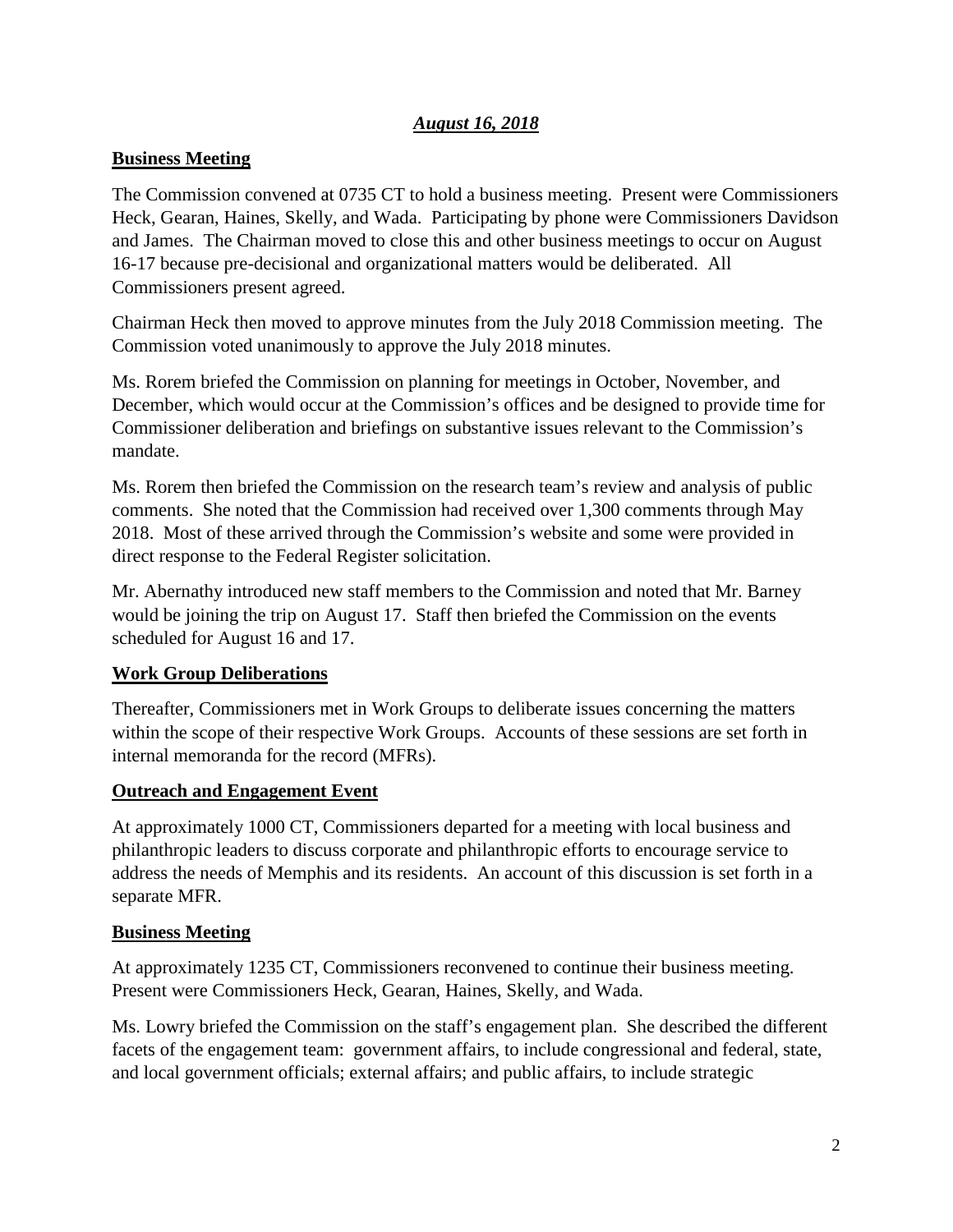***August 16, 2018***

## Business Meeting

The Commission convened at 0735 CT to hold a business meeting. Present were Commissioners Heck, Gearan, Haines, Skelly, and Wada. Participating by phone were Commissioners Davidson and James. The Chairman moved to close this and other business meetings to occur on August 16-17 because pre-decisional and organizational matters would be deliberated. All Commissioners present agreed.

Chairman Heck then moved to approve minutes from the July 2018 Commission meeting. The Commission voted unanimously to approve the July 2018 minutes.

Ms. Rorem briefed the Commission on planning for meetings in October, November, and December, which would occur at the Commission's offices and be designed to provide time for Commissioner deliberation and briefings on substantive issues relevant to the Commission's mandate.

Ms. Rorem then briefed the Commission on the research team's review and analysis of public comments. She noted that the Commission had received over 1,300 comments through May 2018. Most of these arrived through the Commission's website and some were provided in direct response to the Federal Register solicitation.

Mr. Abernathy introduced new staff members to the Commission and noted that Mr. Barney would be joining the trip on August 17. Staff then briefed the Commission on the events scheduled for August 16 and 17.

## Work Group Deliberations

Thereafter, Commissioners met in Work Groups to deliberate issues concerning the matters within the scope of their respective Work Groups. Accounts of these sessions are set forth in internal memoranda for the record (MFRs).

## Outreach and Engagement Event

At approximately 1000 CT, Commissioners departed for a meeting with local business and philanthropic leaders to discuss corporate and philanthropic efforts to encourage service to address the needs of Memphis and its residents. An account of this discussion is set forth in a separate MFR.

## Business Meeting

At approximately 1235 CT, Commissioners reconvened to continue their business meeting. Present were Commissioners Heck, Gearan, Haines, Skelly, and Wada.

Ms. Lowry briefed the Commission on the staff's engagement plan. She described the different facets of the engagement team: government affairs, to include congressional and federal, state, and local government officials; external affairs; and public affairs, to include strategic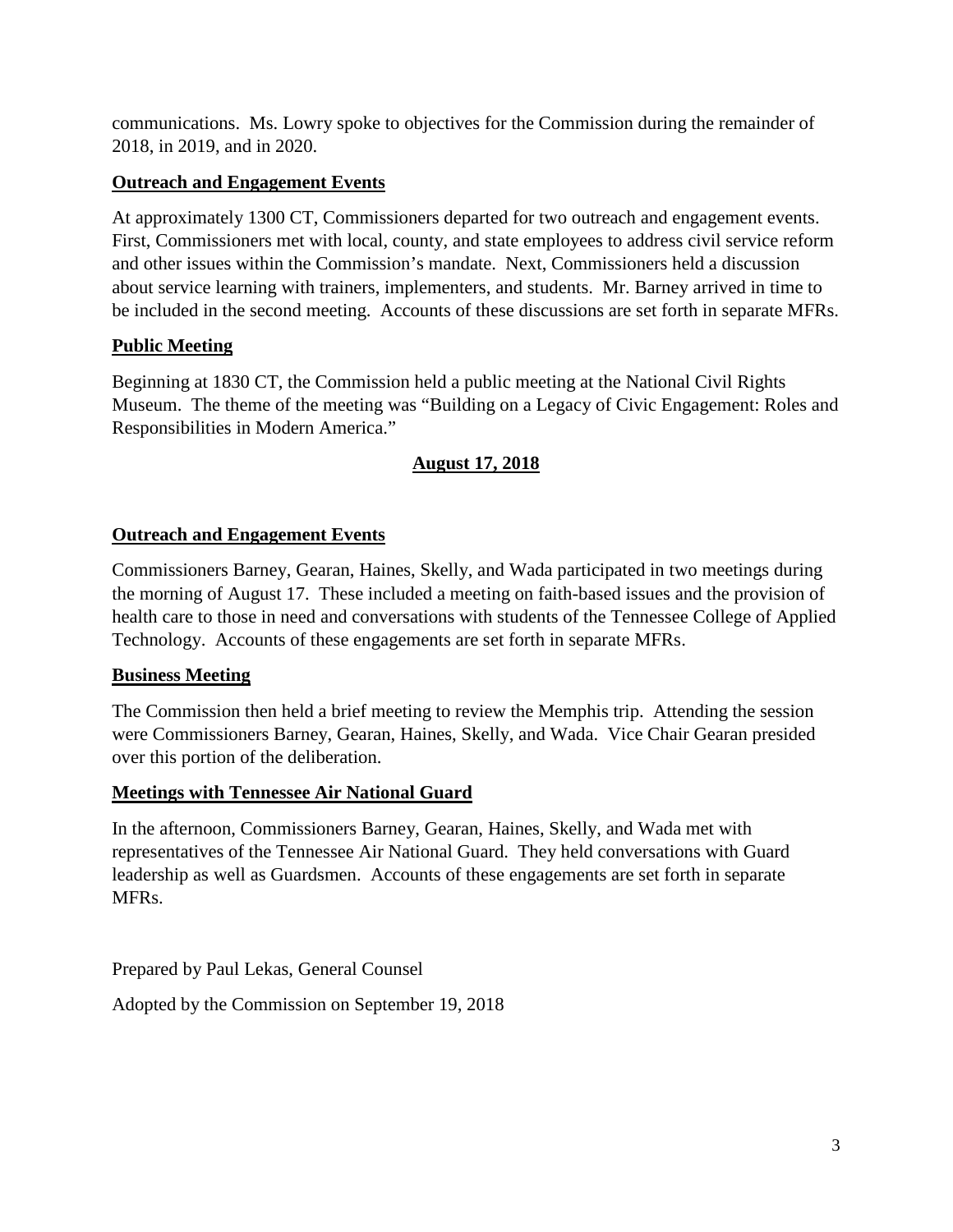communications. Ms. Lowry spoke to objectives for the Commission during the remainder of 2018, in 2019, and in 2020.

**Outreach and Engagement Events**

At approximately 1300 CT, Commissioners departed for two outreach and engagement events. First, Commissioners met with local, county, and state employees to address civil service reform and other issues within the Commission's mandate. Next, Commissioners held a discussion about service learning with trainers, implementers, and students. Mr. Barney arrived in time to be included in the second meeting. Accounts of these discussions are set forth in separate MFRs.

**Public Meeting**

Beginning at 1830 CT, the Commission held a public meeting at the National Civil Rights Museum. The theme of the meeting was "Building on a Legacy of Civic Engagement: Roles and Responsibilities in Modern America."

## August 17, 2018

**Outreach and Engagement Events**

Commissioners Barney, Gearan, Haines, Skelly, and Wada participated in two meetings during the morning of August 17. These included a meeting on faith-based issues and the provision of health care to those in need and conversations with students of the Tennessee College of Applied Technology. Accounts of these engagements are set forth in separate MFRs.

**Business Meeting**

The Commission then held a brief meeting to review the Memphis trip. Attending the session were Commissioners Barney, Gearan, Haines, Skelly, and Wada. Vice Chair Gearan presided over this portion of the deliberation.

**Meetings with Tennessee Air National Guard**

In the afternoon, Commissioners Barney, Gearan, Haines, Skelly, and Wada met with representatives of the Tennessee Air National Guard. They held conversations with Guard leadership as well as Guardsmen. Accounts of these engagements are set forth in separate MFRs.

Prepared by Paul Lekas, General Counsel

Adopted by the Commission on September 19, 2018